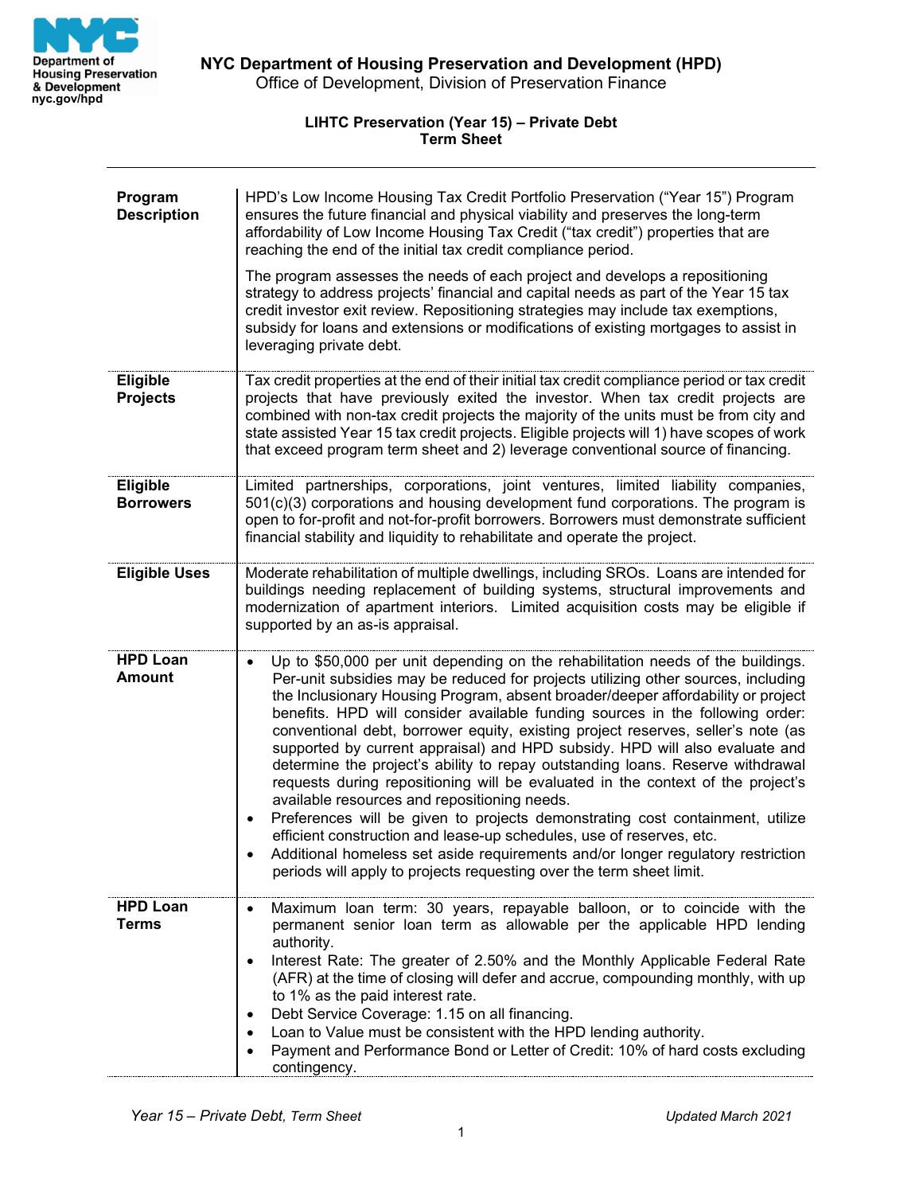**NYC Department of Housing Preservation and Development (HPD)**
Office of Development, Division of Preservation Finance

## LIHTC Preservation (Year 15) – Private Debt
## Term Sheet

| | |
|---|---|
| **Program Description** | HPD's Low Income Housing Tax Credit Portfolio Preservation ("Year 15") Program ensures the future financial and physical viability and preserves the long-term affordability of Low Income Housing Tax Credit ("tax credit") properties that are reaching the end of the initial tax credit compliance period.<br><br>The program assesses the needs of each project and develops a repositioning strategy to address projects' financial and capital needs as part of the Year 15 tax credit investor exit review. Repositioning strategies may include tax exemptions, subsidy for loans and extensions or modifications of existing mortgages to assist in leveraging private debt. |
| **Eligible Projects** | Tax credit properties at the end of their initial tax credit compliance period or tax credit projects that have previously exited the investor. When tax credit projects are combined with non-tax credit projects the majority of the units must be from city and state assisted Year 15 tax credit projects. Eligible projects will 1) have scopes of work that exceed program term sheet and 2) leverage conventional source of financing. |
| **Eligible Borrowers** | Limited partnerships, corporations, joint ventures, limited liability companies, 501(c)(3) corporations and housing development fund corporations. The program is open to for-profit and not-for-profit borrowers. Borrowers must demonstrate sufficient financial stability and liquidity to rehabilitate and operate the project. |
| **Eligible Uses** | Moderate rehabilitation of multiple dwellings, including SROs. Loans are intended for buildings needing replacement of building systems, structural improvements and modernization of apartment interiors. Limited acquisition costs may be eligible if supported by an as-is appraisal. |
| **HPD Loan Amount** | • Up to $50,000 per unit depending on the rehabilitation needs of the buildings. Per-unit subsidies may be reduced for projects utilizing other sources, including the Inclusionary Housing Program, absent broader/deeper affordability or project benefits. HPD will consider available funding sources in the following order: conventional debt, borrower equity, existing project reserves, seller's note (as supported by current appraisal) and HPD subsidy. HPD will also evaluate and determine the project's ability to repay outstanding loans. Reserve withdrawal requests during repositioning will be evaluated in the context of the project's available resources and repositioning needs.<br>• Preferences will be given to projects demonstrating cost containment, utilize efficient construction and lease-up schedules, use of reserves, etc.<br>• Additional homeless set aside requirements and/or longer regulatory restriction periods will apply to projects requesting over the term sheet limit. |
| **HPD Loan Terms** | • Maximum loan term: 30 years, repayable balloon, or to coincide with the permanent senior loan term as allowable per the applicable HPD lending authority.<br>• Interest Rate: The greater of 2.50% and the Monthly Applicable Federal Rate (AFR) at the time of closing will defer and accrue, compounding monthly, with up to 1% as the paid interest rate.<br>• Debt Service Coverage: 1.15 on all financing.<br>• Loan to Value must be consistent with the HPD lending authority.<br>• Payment and Performance Bond or Letter of Credit: 10% of hard costs excluding contingency. |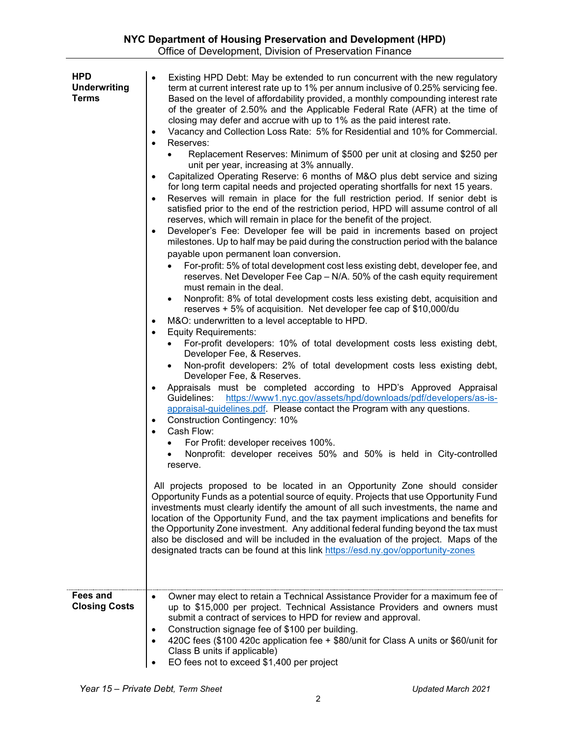| | |
|---|---|
| **HPD Underwriting Terms** | • Existing HPD Debt: May be extended to run concurrent with the new regulatory term at current interest rate up to 1% per annum inclusive of 0.25% servicing fee. Based on the level of affordability provided, a monthly compounding interest rate of the greater of 2.50% and the Applicable Federal Rate (AFR) at the time of closing may defer and accrue with up to 1% as the paid interest rate.<br>• Vacancy and Collection Loss Rate: 5% for Residential and 10% for Commercial.<br>• Reserves:<br>  ◦ Replacement Reserves: Minimum of $500 per unit at closing and $250 per unit per year, increasing at 3% annually.<br>• Capitalized Operating Reserve: 6 months of M&O plus debt service and sizing for long term capital needs and projected operating shortfalls for next 15 years.<br>• Reserves will remain in place for the full restriction period. If senior debt is satisfied prior to the end of the restriction period, HPD will assume control of all reserves, which will remain in place for the benefit of the project.<br>• Developer's Fee: Developer fee will be paid in increments based on project milestones. Up to half may be paid during the construction period with the balance payable upon permanent loan conversion.<br>  ◦ For-profit: 5% of total development cost less existing debt, developer fee, and reserves. Net Developer Fee Cap – N/A. 50% of the cash equity requirement must remain in the deal.<br>  ◦ Nonprofit: 8% of total development costs less existing debt, acquisition and reserves + 5% of acquisition. Net developer fee cap of $10,000/du<br>• M&O: underwritten to a level acceptable to HPD.<br>• Equity Requirements:<br>  ◦ For-profit developers: 10% of total development costs less existing debt, Developer Fee, & Reserves.<br>  ◦ Non-profit developers: 2% of total development costs less existing debt, Developer Fee, & Reserves.<br>• Appraisals must be completed according to HPD's Approved Appraisal Guidelines: https://www1.nyc.gov/assets/hpd/downloads/pdf/developers/as-is-appraisal-guidelines.pdf. Please contact the Program with any questions.<br>• Construction Contingency: 10%<br>• Cash Flow:<br>  ◦ For Profit: developer receives 100%.<br>  ◦ Nonprofit: developer receives 50% and 50% is held in City-controlled reserve.<br><br>All projects proposed to be located in an Opportunity Zone should consider Opportunity Funds as a potential source of equity. Projects that use Opportunity Fund investments must clearly identify the amount of all such investments, the name and location of the Opportunity Fund, and the tax payment implications and benefits for the Opportunity Zone investment. Any additional federal funding beyond the tax must also be disclosed and will be included in the evaluation of the project. Maps of the designated tracts can be found at this link https://esd.ny.gov/opportunity-zones |
| **Fees and Closing Costs** | • Owner may elect to retain a Technical Assistance Provider for a maximum fee of up to $15,000 per project. Technical Assistance Providers and owners must submit a contract of services to HPD for review and approval.<br>• Construction signage fee of $100 per building.<br>• 420C fees ($100 420c application fee + $80/unit for Class A units or $60/unit for Class B units if applicable)<br>• EO fees not to exceed $1,400 per project |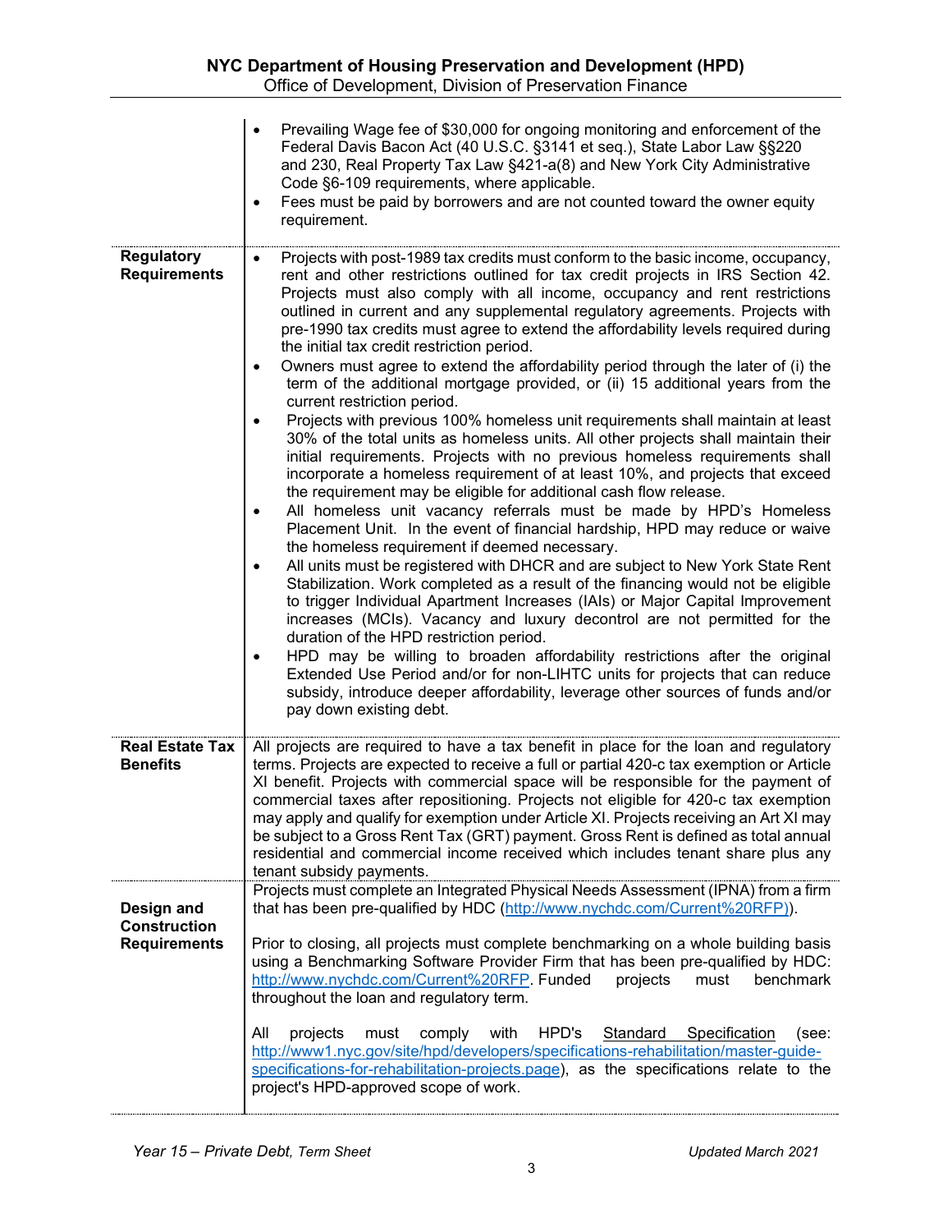| | |
|---|---|
| | • Prevailing Wage fee of $30,000 for ongoing monitoring and enforcement of the Federal Davis Bacon Act (40 U.S.C. §3141 et seq.), State Labor Law §§220 and 230, Real Property Tax Law §421-a(8) and New York City Administrative Code §6-109 requirements, where applicable.<br>• Fees must be paid by borrowers and are not counted toward the owner equity requirement. |
| **Regulatory Requirements** | • Projects with post-1989 tax credits must conform to the basic income, occupancy, rent and other restrictions outlined for tax credit projects in IRS Section 42. Projects must also comply with all income, occupancy and rent restrictions outlined in current and any supplemental regulatory agreements. Projects with pre-1990 tax credits must agree to extend the affordability levels required during the initial tax credit restriction period.<br>• Owners must agree to extend the affordability period through the later of (i) the term of the additional mortgage provided, or (ii) 15 additional years from the current restriction period.<br>• Projects with previous 100% homeless unit requirements shall maintain at least 30% of the total units as homeless units. All other projects shall maintain their initial requirements. Projects with no previous homeless requirements shall incorporate a homeless requirement of at least 10%, and projects that exceed the requirement may be eligible for additional cash flow release.<br>• All homeless unit vacancy referrals must be made by HPD's Homeless Placement Unit. In the event of financial hardship, HPD may reduce or waive the homeless requirement if deemed necessary.<br>• All units must be registered with DHCR and are subject to New York State Rent Stabilization. Work completed as a result of the financing would not be eligible to trigger Individual Apartment Increases (IAIs) or Major Capital Improvement increases (MCIs). Vacancy and luxury decontrol are not permitted for the duration of the HPD restriction period.<br>• HPD may be willing to broaden affordability restrictions after the original Extended Use Period and/or for non-LIHTC units for projects that can reduce subsidy, introduce deeper affordability, leverage other sources of funds and/or pay down existing debt. |
| **Real Estate Tax Benefits** | All projects are required to have a tax benefit in place for the loan and regulatory terms. Projects are expected to receive a full or partial 420-c tax exemption or Article XI benefit. Projects with commercial space will be responsible for the payment of commercial taxes after repositioning. Projects not eligible for 420-c tax exemption may apply and qualify for exemption under Article XI. Projects receiving an Art XI may be subject to a Gross Rent Tax (GRT) payment. Gross Rent is defined as total annual residential and commercial income received which includes tenant share plus any tenant subsidy payments. |
| **Design and Construction Requirements** | Projects must complete an Integrated Physical Needs Assessment (IPNA) from a firm that has been pre-qualified by HDC (http://www.nychdc.com/Current%20RFP)).<br><br>Prior to closing, all projects must complete benchmarking on a whole building basis using a Benchmarking Software Provider Firm that has been pre-qualified by HDC: http://www.nychdc.com/Current%20RFP. Funded projects must benchmark throughout the loan and regulatory term.<br><br>All projects must comply with HPD's Standard Specification (see: http://www1.nyc.gov/site/hpd/developers/specifications-rehabilitation/master-guide-specifications-for-rehabilitation-projects.page), as the specifications relate to the project's HPD-approved scope of work. |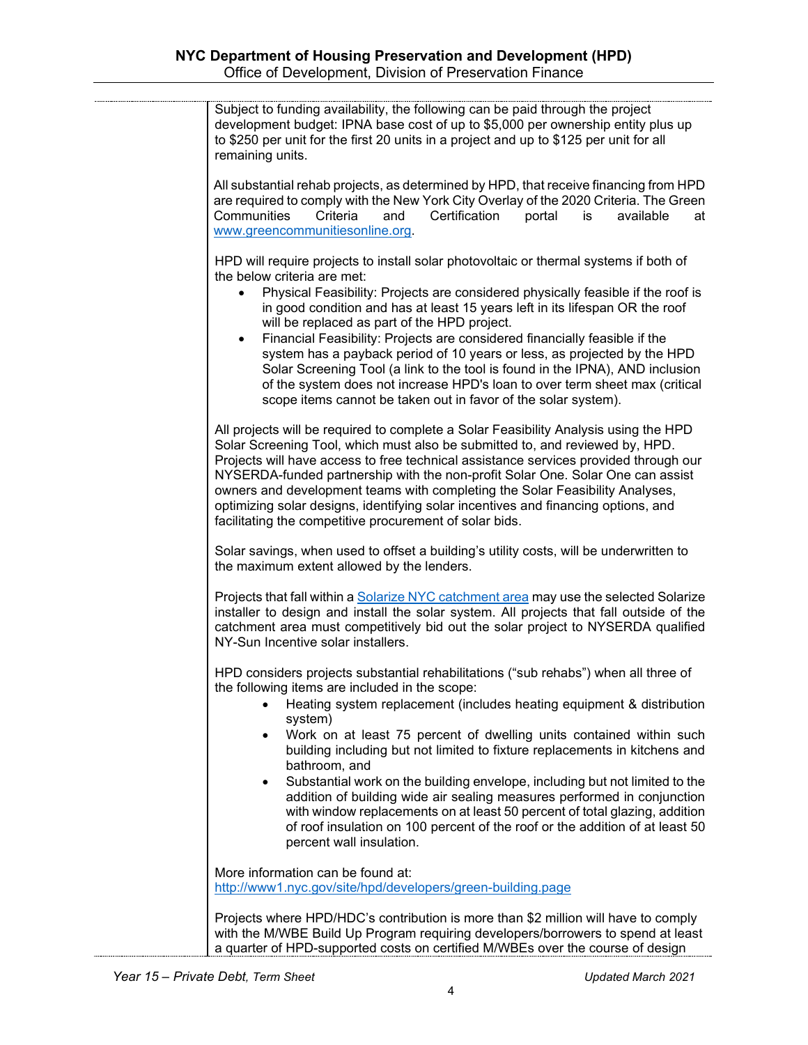Subject to funding availability, the following can be paid through the project development budget: IPNA base cost of up to $5,000 per ownership entity plus up to $250 per unit for the first 20 units in a project and up to $125 per unit for all remaining units.

All substantial rehab projects, as determined by HPD, that receive financing from HPD are required to comply with the New York City Overlay of the 2020 Criteria. The Green Communities Criteria and Certification portal is available at [www.greencommunitiesonline.org](http://www.greencommunitiesonline.org).

HPD will require projects to install solar photovoltaic or thermal systems if both of the below criteria are met:

- Physical Feasibility: Projects are considered physically feasible if the roof is in good condition and has at least 15 years left in its lifespan OR the roof will be replaced as part of the HPD project.
- Financial Feasibility: Projects are considered financially feasible if the system has a payback period of 10 years or less, as projected by the HPD Solar Screening Tool (a link to the tool is found in the IPNA), AND inclusion of the system does not increase HPD's loan to over term sheet max (critical scope items cannot be taken out in favor of the solar system).

All projects will be required to complete a Solar Feasibility Analysis using the HPD Solar Screening Tool, which must also be submitted to, and reviewed by, HPD. Projects will have access to free technical assistance services provided through our NYSERDA-funded partnership with the non-profit Solar One. Solar One can assist owners and development teams with completing the Solar Feasibility Analyses, optimizing solar designs, identifying solar incentives and financing options, and facilitating the competitive procurement of solar bids.

Solar savings, when used to offset a building's utility costs, will be underwritten to the maximum extent allowed by the lenders.

Projects that fall within a Solarize NYC catchment area may use the selected Solarize installer to design and install the solar system. All projects that fall outside of the catchment area must competitively bid out the solar project to NYSERDA qualified NY-Sun Incentive solar installers.

HPD considers projects substantial rehabilitations ("sub rehabs") when all three of the following items are included in the scope:

- Heating system replacement (includes heating equipment & distribution system)
- Work on at least 75 percent of dwelling units contained within such building including but not limited to fixture replacements in kitchens and bathroom, and
- Substantial work on the building envelope, including but not limited to the addition of building wide air sealing measures performed in conjunction with window replacements on at least 50 percent of total glazing, addition of roof insulation on 100 percent of the roof or the addition of at least 50 percent wall insulation.

More information can be found at:
[http://www1.nyc.gov/site/hpd/developers/green-building.page](http://www1.nyc.gov/site/hpd/developers/green-building.page)

Projects where HPD/HDC's contribution is more than $2 million will have to comply with the M/WBE Build Up Program requiring developers/borrowers to spend at least a quarter of HPD-supported costs on certified M/WBEs over the course of design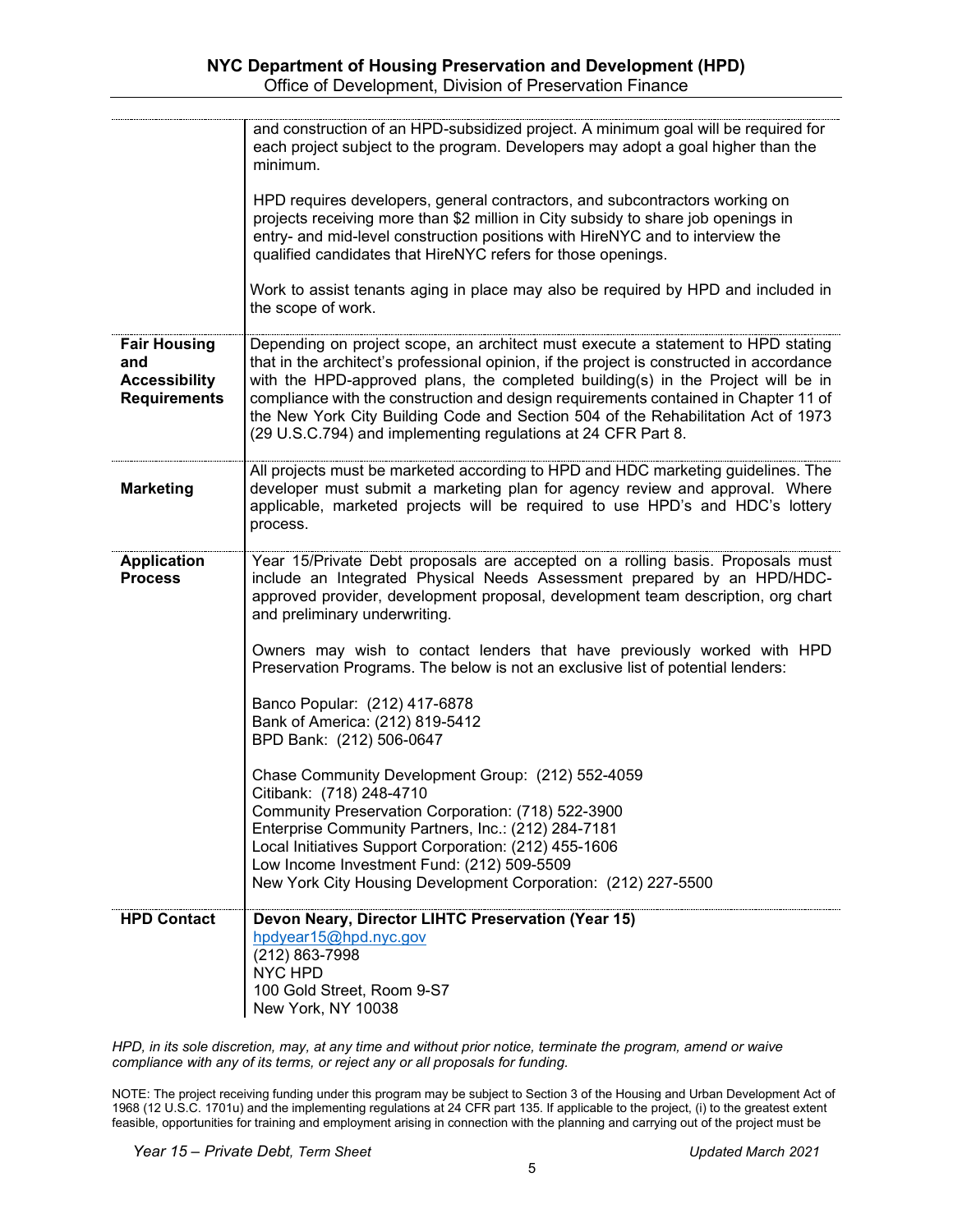| | |
|---|---|
| | and construction of an HPD-subsidized project. A minimum goal will be required for each project subject to the program. Developers may adopt a goal higher than the minimum.<br><br>HPD requires developers, general contractors, and subcontractors working on projects receiving more than $2 million in City subsidy to share job openings in entry- and mid-level construction positions with HireNYC and to interview the qualified candidates that HireNYC refers for those openings.<br><br>Work to assist tenants aging in place may also be required by HPD and included in the scope of work. |
| **Fair Housing and Accessibility Requirements** | Depending on project scope, an architect must execute a statement to HPD stating that in the architect's professional opinion, if the project is constructed in accordance with the HPD-approved plans, the completed building(s) in the Project will be in compliance with the construction and design requirements contained in Chapter 11 of the New York City Building Code and Section 504 of the Rehabilitation Act of 1973 (29 U.S.C.794) and implementing regulations at 24 CFR Part 8. |
| **Marketing** | All projects must be marketed according to HPD and HDC marketing guidelines. The developer must submit a marketing plan for agency review and approval. Where applicable, marketed projects will be required to use HPD's and HDC's lottery process. |
| **Application Process** | Year 15/Private Debt proposals are accepted on a rolling basis. Proposals must include an Integrated Physical Needs Assessment prepared by an HPD/HDC-approved provider, development proposal, development team description, org chart and preliminary underwriting.<br><br>Owners may wish to contact lenders that have previously worked with HPD Preservation Programs. The below is not an exclusive list of potential lenders:<br><br>Banco Popular: (212) 417-6878<br>Bank of America: (212) 819-5412<br>BPD Bank: (212) 506-0647<br><br>Chase Community Development Group: (212) 552-4059<br>Citibank: (718) 248-4710<br>Community Preservation Corporation: (718) 522-3900<br>Enterprise Community Partners, Inc.: (212) 284-7181<br>Local Initiatives Support Corporation: (212) 455-1606<br>Low Income Investment Fund: (212) 509-5509<br>New York City Housing Development Corporation: (212) 227-5500 |
| **HPD Contact** | **Devon Neary, Director LIHTC Preservation (Year 15)**<br>hpdyear15@hpd.nyc.gov<br>(212) 863-7998<br>NYC HPD<br>100 Gold Street, Room 9-S7<br>New York, NY 10038 |

*HPD, in its sole discretion, may, at any time and without prior notice, terminate the program, amend or waive compliance with any of its terms, or reject any or all proposals for funding.*

NOTE: The project receiving funding under this program may be subject to Section 3 of the Housing and Urban Development Act of 1968 (12 U.S.C. 1701u) and the implementing regulations at 24 CFR part 135. If applicable to the project, (i) to the greatest extent feasible, opportunities for training and employment arising in connection with the planning and carrying out of the project must be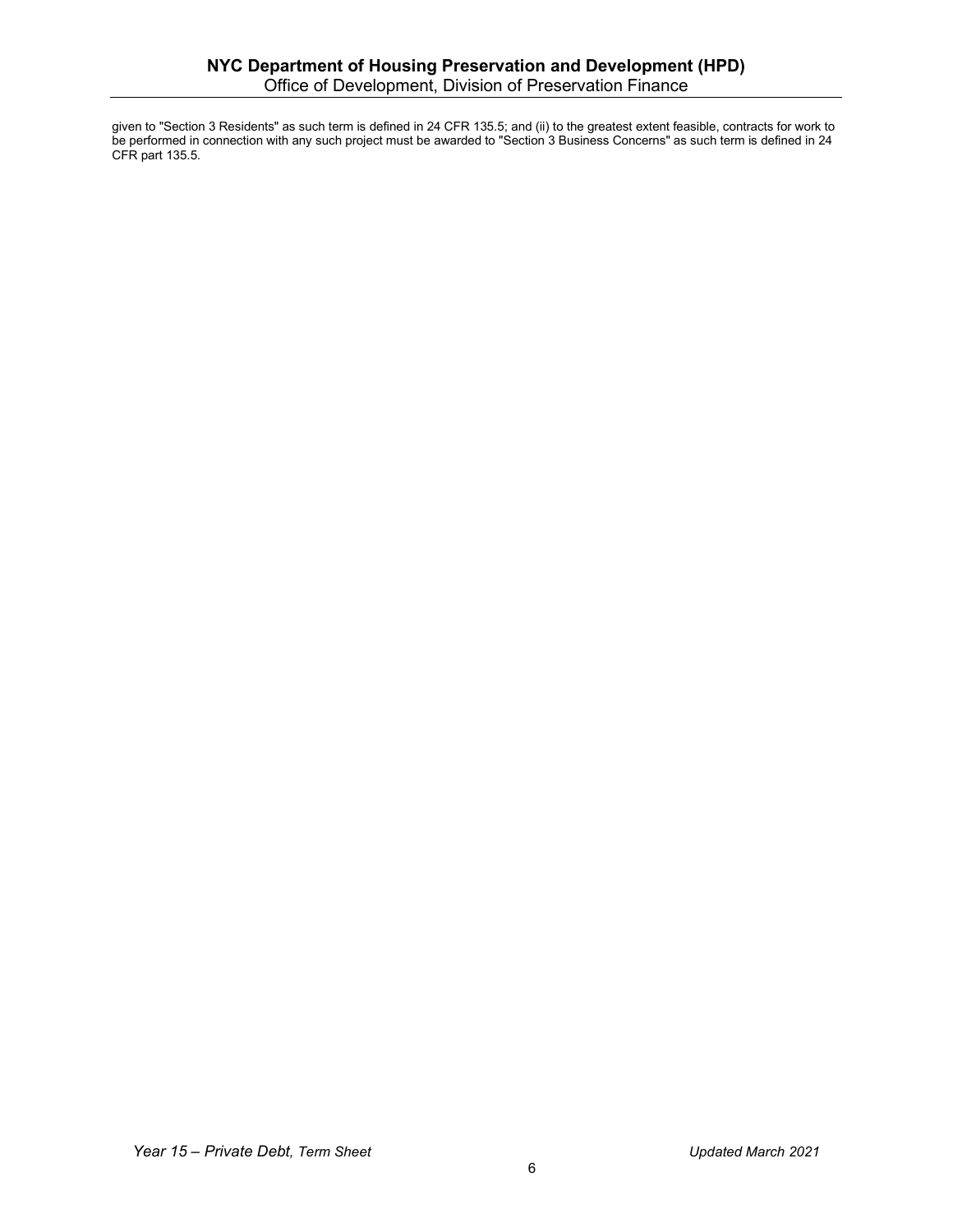given to "Section 3 Residents" as such term is defined in 24 CFR 135.5; and (ii) to the greatest extent feasible, contracts for work to be performed in connection with any such project must be awarded to "Section 3 Business Concerns" as such term is defined in 24 CFR part 135.5.